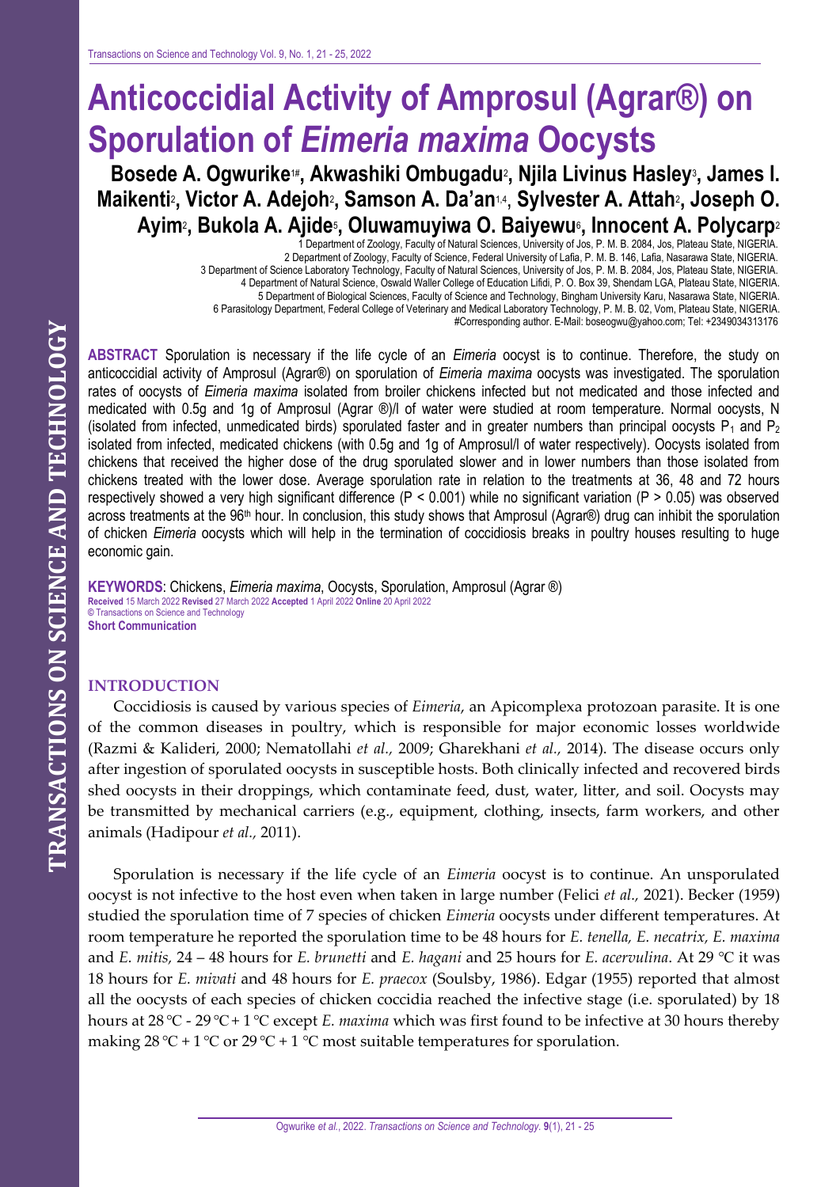# Anticoccidial Activity of Amprosul (Agrar®) on Sporulation of *Eimeria maxima* Oocysts

**Bosede A. Ogwurike[1#], Akwashiki Ombugadu[2], Njila Livinus Hasley[3], James I. Maikenti[2], Victor A. Adejoh[2], Samson A. Da'an[1,4], Sylvester A. Attah[2], Joseph O. Ayim[2], Bukola A. Ajide[5], Oluwamuyiwa O. Baiyewu[6], Innocent A. Polycarp[2]**

1 Department of Zoology, Faculty of Natural Sciences, University of Jos, P. M. B. 2084, Jos, Plateau State, NIGERIA.
2 Department of Zoology, Faculty of Science, Federal University of Lafia, P. M. B. 146, Lafia, Nasarawa State, NIGERIA.
3 Department of Science Laboratory Technology, Faculty of Natural Sciences, University of Jos, P. M. B. 2084, Jos, Plateau State, NIGERIA.
4 Department of Natural Science, Oswald Waller College of Education Lifidi, P. O. Box 39, Shendam LGA, Plateau State, NIGERIA.
5 Department of Biological Sciences, Faculty of Science and Technology, Bingham University Karu, Nasarawa State, NIGERIA.
6 Parasitology Department, Federal College of Veterinary and Medical Laboratory Technology, P. M. B. 02, Vom, Plateau State, NIGERIA.
#Corresponding author. E-Mail: boseogwu@yahoo.com; Tel: +2349034313176

**ABSTRACT** Sporulation is necessary if the life cycle of an *Eimeria* oocyst is to continue. Therefore, the study on anticoccidial activity of Amprosul (Agrar®) on sporulation of *Eimeria maxima* oocysts was investigated. The sporulation rates of oocysts of *Eimeria maxima* isolated from broiler chickens infected but not medicated and those infected and medicated with 0.5g and 1g of Amprosul (Agrar ®)/l of water were studied at room temperature. Normal oocysts, N (isolated from infected, unmedicated birds) sporulated faster and in greater numbers than principal oocysts $P_1$ and $P_2$ isolated from infected, medicated chickens (with 0.5g and 1g of Amprosul/l of water respectively). Oocysts isolated from chickens that received the higher dose of the drug sporulated slower and in lower numbers than those isolated from chickens treated with the lower dose. Average sporulation rate in relation to the treatments at 36, 48 and 72 hours respectively showed a very high significant difference ($P < 0.001$) while no significant variation ($P > 0.05$) was observed across treatments at the 96th hour. In conclusion, this study shows that Amprosul (Agrar®) drug can inhibit the sporulation of chicken *Eimeria* oocysts which will help in the termination of coccidiosis breaks in poultry houses resulting to huge economic gain.

**KEYWORDS**: Chickens, *Eimeria maxima*, Oocysts, Sporulation, Amprosul (Agrar ®)

**Received** 15 March 2022 **Revised** 27 March 2022 **Accepted** 1 April 2022 **Online** 20 April 2022
© Transactions on Science and Technology
**Short Communication**

## INTRODUCTION

Coccidiosis is caused by various species of *Eimeria*, an Apicomplexa protozoan parasite. It is one of the common diseases in poultry, which is responsible for major economic losses worldwide (Razmi & Kalideri, 2000; Nematollahi *et al.,* 2009; Gharekhani *et al.,* 2014). The disease occurs only after ingestion of sporulated oocysts in susceptible hosts. Both clinically infected and recovered birds shed oocysts in their droppings, which contaminate feed, dust, water, litter, and soil. Oocysts may be transmitted by mechanical carriers (e.g., equipment, clothing, insects, farm workers, and other animals (Hadipour *et al.,* 2011).

Sporulation is necessary if the life cycle of an *Eimeria* oocyst is to continue. An unsporulated oocyst is not infective to the host even when taken in large number (Felici *et al.,* 2021). Becker (1959) studied the sporulation time of 7 species of chicken *Eimeria* oocysts under different temperatures. At room temperature he reported the sporulation time to be 48 hours for *E. tenella, E. necatrix, E. maxima* and *E. mitis,* 24 – 48 hours for *E. brunetti* and *E. hagani* and 25 hours for *E. acervulina*. At 29 °C it was 18 hours for *E. mivati* and 48 hours for *E. praecox* (Soulsby, 1986). Edgar (1955) reported that almost all the oocysts of each species of chicken coccidia reached the infective stage (i.e. sporulated) by 18 hours at 28 °C - 29 °C + 1 °C except *E. maxima* which was first found to be infective at 30 hours thereby making 28 °C + 1 °C or 29 °C + 1 °C most suitable temperatures for sporulation.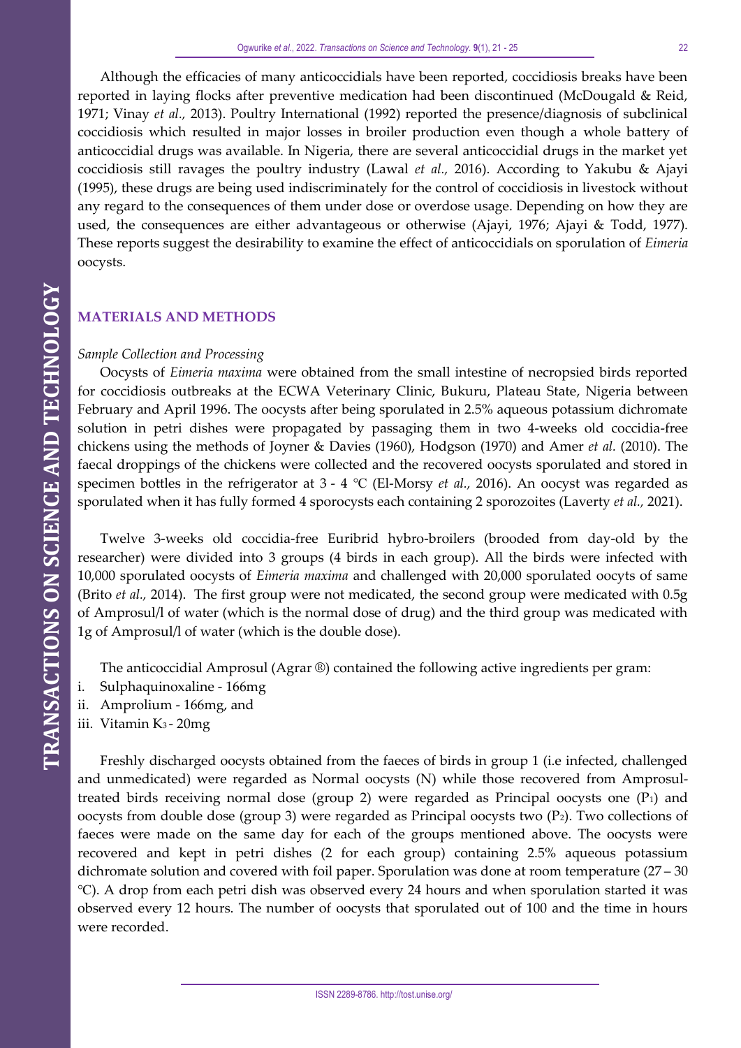Although the efficacies of many anticoccidials have been reported, coccidiosis breaks have been reported in laying flocks after preventive medication had been discontinued (McDougald & Reid, 1971; Vinay *et al.*, 2013). Poultry International (1992) reported the presence/diagnosis of subclinical coccidiosis which resulted in major losses in broiler production even though a whole battery of anticoccidial drugs was available. In Nigeria, there are several anticoccidial drugs in the market yet coccidiosis still ravages the poultry industry (Lawal *et al.*, 2016). According to Yakubu & Ajayi (1995), these drugs are being used indiscriminately for the control of coccidiosis in livestock without any regard to the consequences of them under dose or overdose usage. Depending on how they are used, the consequences are either advantageous or otherwise (Ajayi, 1976; Ajayi & Todd, 1977). These reports suggest the desirability to examine the effect of anticoccidials on sporulation of *Eimeria* oocysts.

## MATERIALS AND METHODS

### *Sample Collection and Processing*

Oocysts of *Eimeria maxima* were obtained from the small intestine of necropsied birds reported for coccidiosis outbreaks at the ECWA Veterinary Clinic, Bukuru, Plateau State, Nigeria between February and April 1996. The oocysts after being sporulated in 2.5% aqueous potassium dichromate solution in petri dishes were propagated by passaging them in two 4-weeks old coccidia-free chickens using the methods of Joyner & Davies (1960), Hodgson (1970) and Amer *et al.* (2010). The faecal droppings of the chickens were collected and the recovered oocysts sporulated and stored in specimen bottles in the refrigerator at 3 - 4 °C (El-Morsy *et al.*, 2016). An oocyst was regarded as sporulated when it has fully formed 4 sporocysts each containing 2 sporozoites (Laverty *et al.*, 2021).

Twelve 3-weeks old coccidia-free Euribrid hybro-broilers (brooded from day-old by the researcher) were divided into 3 groups (4 birds in each group). All the birds were infected with 10,000 sporulated oocysts of *Eimeria maxima* and challenged with 20,000 sporulated oocyts of same (Brito *et al.*, 2014). The first group were not medicated, the second group were medicated with 0.5g of Amprosul/l of water (which is the normal dose of drug) and the third group was medicated with 1g of Amprosul/l of water (which is the double dose).

The anticoccidial Amprosul (Agrar ®) contained the following active ingredients per gram:

i. Sulphaquinoxaline - 166mg
ii. Amprolium - 166mg, and
iii. Vitamin $K_3$ - 20mg

Freshly discharged oocysts obtained from the faeces of birds in group 1 (i.e infected, challenged and unmedicated) were regarded as Normal oocysts (N) while those recovered from Amprosul-treated birds receiving normal dose (group 2) were regarded as Principal oocysts one ($P_1$) and oocysts from double dose (group 3) were regarded as Principal oocysts two ($P_2$). Two collections of faeces were made on the same day for each of the groups mentioned above. The oocysts were recovered and kept in petri dishes (2 for each group) containing 2.5% aqueous potassium dichromate solution and covered with foil paper. Sporulation was done at room temperature (27 – 30 °C). A drop from each petri dish was observed every 24 hours and when sporulation started it was observed every 12 hours. The number of oocysts that sporulated out of 100 and the time in hours were recorded.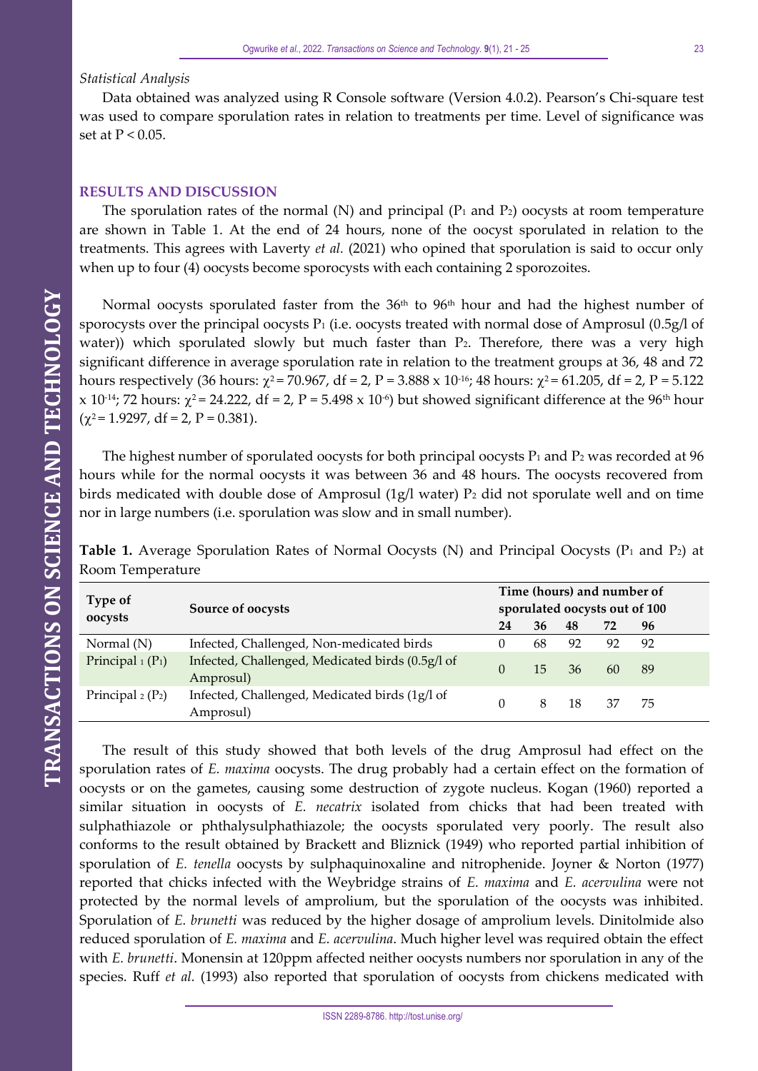*Statistical Analysis*

Data obtained was analyzed using R Console software (Version 4.0.2). Pearson's Chi-square test was used to compare sporulation rates in relation to treatments per time. Level of significance was set at $P < 0.05$.

## RESULTS AND DISCUSSION

The sporulation rates of the normal (N) and principal ($P_1$ and $P_2$) oocysts at room temperature are shown in Table 1. At the end of 24 hours, none of the oocyst sporulated in relation to the treatments. This agrees with Laverty *et al.* (2021) who opined that sporulation is said to occur only when up to four (4) oocysts become sporocysts with each containing 2 sporozoites.

Normal oocysts sporulated faster from the 36th to 96th hour and had the highest number of sporocysts over the principal oocysts $P_1$ (i.e. oocysts treated with normal dose of Amprosul (0.5g/l of water)) which sporulated slowly but much faster than $P_2$. Therefore, there was a very high significant difference in average sporulation rate in relation to the treatment groups at 36, 48 and 72 hours respectively (36 hours: $\chi^2 = 70.967$, df = 2, $P = 3.888 \times 10^{-16}$; 48 hours: $\chi^2 = 61.205$, df = 2, $P = 5.122 \times 10^{-14}$; 72 hours: $\chi^2 = 24.222$, df = 2, $P = 5.498 \times 10^{-6}$) but showed significant difference at the 96th hour ($\chi^2 = 1.9297$, df = 2, $P = 0.381$).

The highest number of sporulated oocysts for both principal oocysts $P_1$ and $P_2$ was recorded at 96 hours while for the normal oocysts it was between 36 and 48 hours. The oocysts recovered from birds medicated with double dose of Amprosul (1g/l water) $P_2$ did not sporulate well and on time nor in large numbers (i.e. sporulation was slow and in small number).

**Table 1.** Average Sporulation Rates of Normal Oocysts (N) and Principal Oocysts ($P_1$ and $P_2$) at Room Temperature

| Type of oocysts | Source of oocysts | Time (hours) and number of sporulated oocysts out of 100 | | | | |
|---|---|---|---|---|---|---|
| | | 24 | 36 | 48 | 72 | 96 |
| Normal (N) | Infected, Challenged, Non-medicated birds | 0 | 68 | 92 | 92 | 92 |
| Principal $_1$ ($P_1$) | Infected, Challenged, Medicated birds (0.5g/l of Amprosul) | 0 | 15 | 36 | 60 | 89 |
| Principal $_2$ ($P_2$) | Infected, Challenged, Medicated birds (1g/l of Amprosul) | 0 | 8 | 18 | 37 | 75 |

The result of this study showed that both levels of the drug Amprosul had effect on the sporulation rates of *E. maxima* oocysts. The drug probably had a certain effect on the formation of oocysts or on the gametes, causing some destruction of zygote nucleus. Kogan (1960) reported a similar situation in oocysts of *E. necatrix* isolated from chicks that had been treated with sulphathiazole or phthalysulphathiazole; the oocysts sporulated very poorly. The result also conforms to the result obtained by Brackett and Bliznick (1949) who reported partial inhibition of sporulation of *E. tenella* oocysts by sulphaquinoxaline and nitrophenide. Joyner & Norton (1977) reported that chicks infected with the Weybridge strains of *E. maxima* and *E. acervulina* were not protected by the normal levels of amprolium, but the sporulation of the oocysts was inhibited. Sporulation of *E. brunetti* was reduced by the higher dosage of amprolium levels. Dinitolmide also reduced sporulation of *E. maxima* and *E. acervulina*. Much higher level was required obtain the effect with *E. brunetti*. Monensin at 120ppm affected neither oocysts numbers nor sporulation in any of the species. Ruff *et al.* (1993) also reported that sporulation of oocysts from chickens medicated with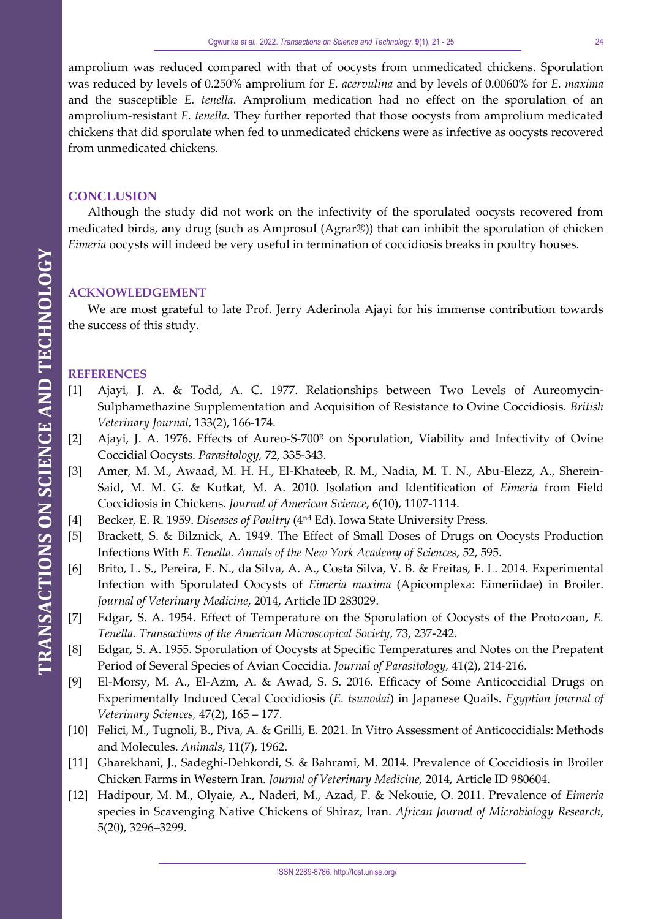amprolium was reduced compared with that of oocysts from unmedicated chickens. Sporulation was reduced by levels of 0.250% amprolium for *E. acervulina* and by levels of 0.0060% for *E. maxima* and the susceptible *E. tenella*. Amprolium medication had no effect on the sporulation of an amprolium-resistant *E. tenella.* They further reported that those oocysts from amprolium medicated chickens that did sporulate when fed to unmedicated chickens were as infective as oocysts recovered from unmedicated chickens.

## CONCLUSION

Although the study did not work on the infectivity of the sporulated oocysts recovered from medicated birds, any drug (such as Amprosul (Agrar®)) that can inhibit the sporulation of chicken *Eimeria* oocysts will indeed be very useful in termination of coccidiosis breaks in poultry houses.

## ACKNOWLEDGEMENT

We are most grateful to late Prof. Jerry Aderinola Ajayi for his immense contribution towards the success of this study.

## REFERENCES

[1] Ajayi, J. A. & Todd, A. C. 1977. Relationships between Two Levels of Aureomycin-Sulphamethazine Supplementation and Acquisition of Resistance to Ovine Coccidiosis. *British Veterinary Journal,* 133(2), 166-174.

[2] Ajayi, J. A. 1976. Effects of Aureo-S-700R on Sporulation, Viability and Infectivity of Ovine Coccidial Oocysts. *Parasitology,* 72, 335-343.

[3] Amer, M. M., Awaad, M. H. H., El-Khateeb, R. M., Nadia, M. T. N., Abu-Elezz, A., Sherein-Said, M. M. G. & Kutkat, M. A. 2010. Isolation and Identification of *Eimeria* from Field Coccidiosis in Chickens. *Journal of American Science*, 6(10), 1107-1114.

[4] Becker, E. R. 1959. *Diseases of Poultry* (4nd Ed). Iowa State University Press.

[5] Brackett, S. & Bilznick, A. 1949. The Effect of Small Doses of Drugs on Oocysts Production Infections With *E. Tenella. Annals of the New York Academy of Sciences,* 52, 595.

[6] Brito, L. S., Pereira, E. N., da Silva, A. A., Costa Silva, V. B. & Freitas, F. L. 2014. Experimental Infection with Sporulated Oocysts of *Eimeria maxima* (Apicomplexa: Eimeriidae) in Broiler. *Journal of Veterinary Medicine*, 2014, Article ID 283029.

[7] Edgar, S. A. 1954. Effect of Temperature on the Sporulation of Oocysts of the Protozoan, *E. Tenella. Transactions of the American Microscopical Society,* 73, 237-242.

[8] Edgar, S. A. 1955. Sporulation of Oocysts at Specific Temperatures and Notes on the Prepatent Period of Several Species of Avian Coccidia. *Journal of Parasitology,* 41(2), 214-216.

[9] El-Morsy, M. A., El-Azm, A. & Awad, S. S. 2016. Efficacy of Some Anticoccidial Drugs on Experimentally Induced Cecal Coccidiosis (*E. tsunodai*) in Japanese Quails. *Egyptian Journal of Veterinary Sciences,* 47(2), 165 – 177.

[10] Felici, M., Tugnoli, B., Piva, A. & Grilli, E. 2021. In Vitro Assessment of Anticoccidials: Methods and Molecules. *Animals*, 11(7), 1962.

[11] Gharekhani, J., Sadeghi-Dehkordi, S. & Bahrami, M. 2014. Prevalence of Coccidiosis in Broiler Chicken Farms in Western Iran. *Journal of Veterinary Medicine,* 2014, Article ID 980604.

[12] Hadipour, M. M., Olyaie, A., Naderi, M., Azad, F. & Nekouie, O. 2011. Prevalence of *Eimeria* species in Scavenging Native Chickens of Shiraz, Iran. *African Journal of Microbiology Research*, 5(20), 3296–3299.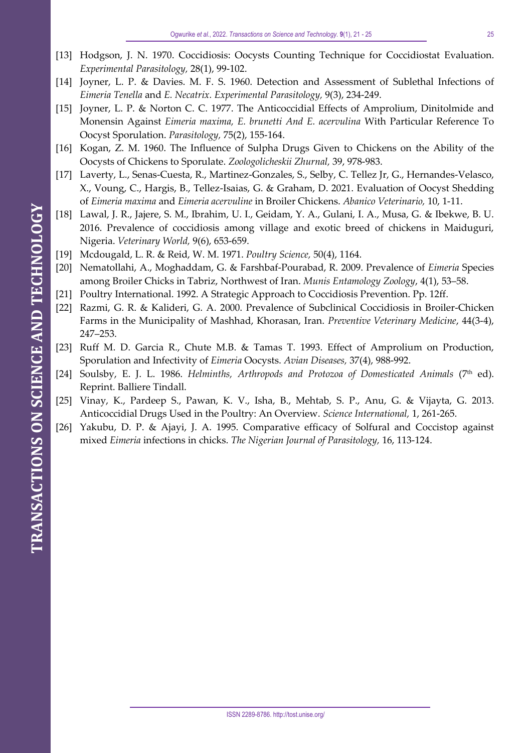[13] Hodgson, J. N. 1970. Coccidiosis: Oocysts Counting Technique for Coccidiostat Evaluation. *Experimental Parasitology,* 28(1), 99-102.

[14] Joyner, L. P. & Davies. M. F. S. 1960. Detection and Assessment of Sublethal Infections of *Eimeria Tenella* and *E. Necatrix*. *Experimental Parasitology,* 9(3), 234-249.

[15] Joyner, L. P. & Norton C. C. 1977. The Anticoccidial Effects of Amprolium, Dinitolmide and Monensin Against *Eimeria maxima, E. brunetti And E. acervulina* With Particular Reference To Oocyst Sporulation. *Parasitology,* 75(2), 155-164.

[16] Kogan, Z. M. 1960. The Influence of Sulpha Drugs Given to Chickens on the Ability of the Oocysts of Chickens to Sporulate. *Zoologolicheskii Zhurnal,* 39, 978-983.

[17] Laverty, L., Senas-Cuesta, R., Martinez-Gonzales, S., Selby, C. Tellez Jr, G., Hernandes-Velasco, X., Voung, C., Hargis, B., Tellez-Isaias, G. & Graham, D. 2021. Evaluation of Oocyst Shedding of *Eimeria maxima* and *Eimeria acervuline* in Broiler Chickens. *Abanico Veterinario,* 10, 1-11.

[18] Lawal, J. R., Jajere, S. M., Ibrahim, U. I., Geidam, Y. A., Gulani, I. A., Musa, G. & Ibekwe, B. U. 2016. Prevalence of coccidiosis among village and exotic breed of chickens in Maiduguri, Nigeria. *Veterinary World,* 9(6), 653-659.

[19] Mcdougald, L. R. & Reid, W. M. 1971. *Poultry Science,* 50(4), 1164.

[20] Nematollahi, A., Moghaddam, G. & Farshbaf-Pourabad, R. 2009. Prevalence of *Eimeria* Species among Broiler Chicks in Tabriz, Northwest of Iran. *Munis Entamology Zoology*, 4(1), 53–58.

[21] Poultry International. 1992. A Strategic Approach to Coccidiosis Prevention. Pp. 12ff.

[22] Razmi, G. R. & Kalideri, G. A. 2000. Prevalence of Subclinical Coccidiosis in Broiler-Chicken Farms in the Municipality of Mashhad, Khorasan, Iran. *Preventive Veterinary Medicine*, 44(3-4), 247–253.

[23] Ruff M. D. Garcia R., Chute M.B. & Tamas T. 1993. Effect of Amprolium on Production, Sporulation and Infectivity of *Eimeria* Oocysts. *Avian Diseases,* 37(4), 988-992.

[24] Soulsby, E. J. L. 1986. *Helminths, Arthropods and Protozoa of Domesticated Animals* (7th ed). Reprint. Balliere Tindall.

[25] Vinay, K., Pardeep S., Pawan, K. V., Isha, B., Mehtab, S. P., Anu, G. & Vijayta, G. 2013. Anticoccidial Drugs Used in the Poultry: An Overview. *Science International,* 1, 261-265.

[26] Yakubu, D. P. & Ajayi, J. A. 1995. Comparative efficacy of Solfural and Coccistop against mixed *Eimeria* infections in chicks. *The Nigerian Journal of Parasitology,* 16, 113-124.